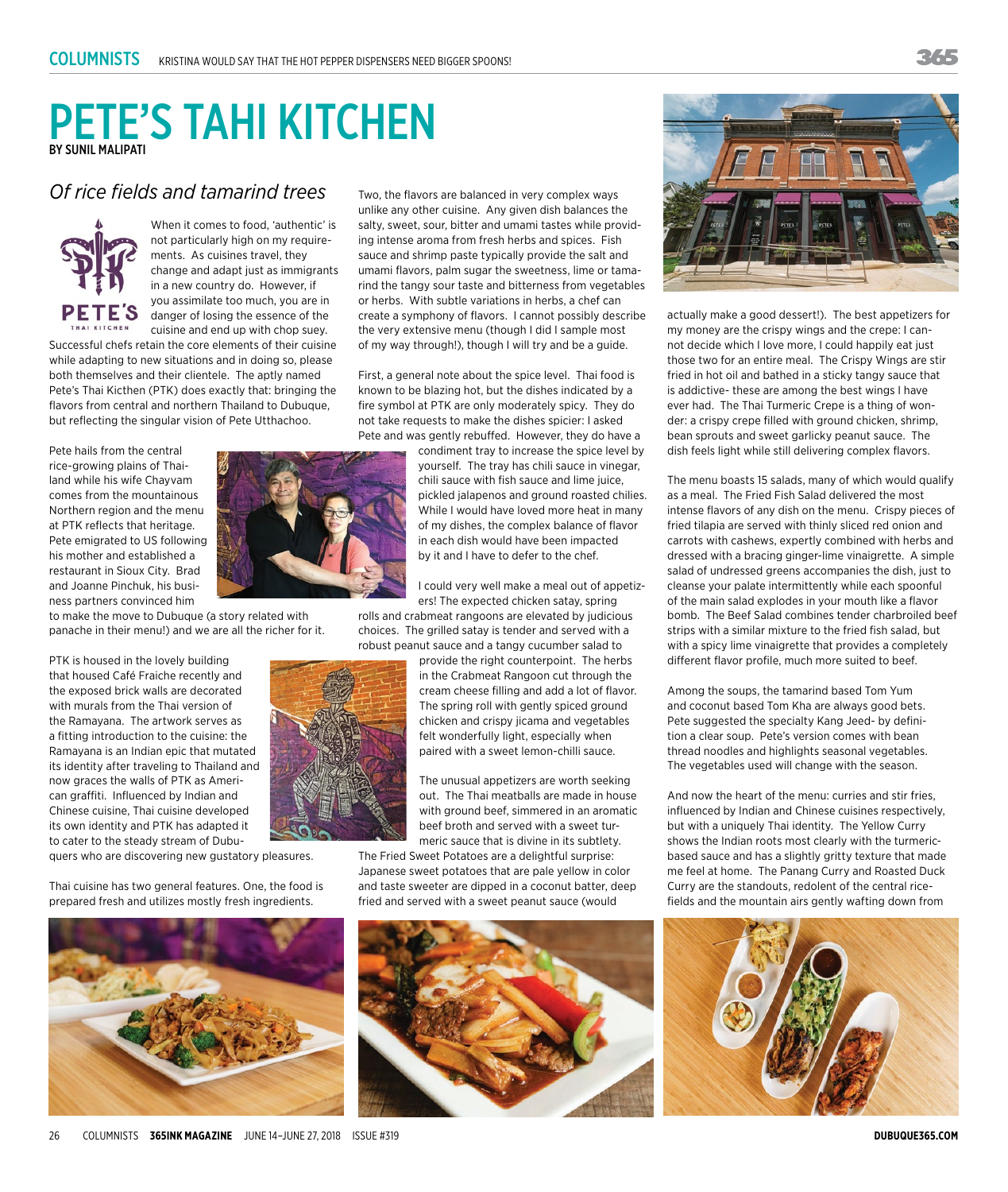# PETE'S TAHI KITCHEN

BY SUNIL MALIPATI

## *Of rice fields and tamarind trees*

When it comes to food, 'authentic' is not particularly high on my requirements. As cuisines travel, they change and adapt just as immigrants in a new country do. However, if you assimilate too much, you are in danger of losing the essence of the cuisine and end up with chop suey. Successful chefs retain the core elements of their cuisine while adapting to new situations and in doing so, please both themselves and their clientele. The aptly named Pete's Thai Kicthen (PTK) does exactly that: bringing the flavors from central and northern Thailand to Dubuque, but reflecting the singular vision of Pete Utthachoo.

Pete hails from the central rice-growing plains of Thailand while his wife Chayvam comes from the mountainous Northern region and the menu at PTK reflects that heritage. Pete emigrated to US following his mother and established a restaurant in Sioux City. Brad and Joanne Pinchuk, his business partners convinced him to make the move to Dubuque (a story related with panache in their menu!) and we are all the richer for it.

PTK is housed in the lovely building that housed Café Fraiche recently and the exposed brick walls are decorated with murals from the Thai version of the Ramayana. The artwork serves as a fitting introduction to the cuisine: the Ramayana is an Indian epic that mutated its identity after traveling to Thailand and now graces the walls of PTK as American graffiti. Influenced by Indian and Chinese cuisine, Thai cuisine developed its own identity and PTK has adapted it to cater to the steady stream of Dubuquers who are discovering new gustatory pleasures.

Thai cuisine has two general features. One, the food is prepared fresh and utilizes mostly fresh ingredients. Two, the flavors are balanced in very complex ways unlike any other cuisine. Any given dish balances the salty, sweet, sour, bitter and umami tastes while providing intense aroma from fresh herbs and spices. Fish sauce and shrimp paste typically provide the salt and umami flavors, palm sugar the sweetness, lime or tamarind the tangy sour taste and bitterness from vegetables or herbs. With subtle variations in herbs, a chef can create a symphony of flavors. I cannot possibly describe the very extensive menu (though I did I sample most of my way through!), though I will try and be a guide.

First, a general note about the spice level. Thai food is known to be blazing hot, but the dishes indicated by a fire symbol at PTK are only moderately spicy. They do not take requests to make the dishes spicier: I asked Pete and was gently rebuffed. However, they do have a condiment tray to increase the spice level by yourself. The tray has chili sauce in vinegar, chili sauce with fish sauce and lime juice, pickled jalapenos and ground roasted chilies. While I would have loved more heat in many of my dishes, the complex balance of flavor in each dish would have been impacted by it and I have to defer to the chef.

I could very well make a meal out of appetizers! The expected chicken satay, spring rolls and crabmeat rangoons are elevated by judicious choices. The grilled satay is tender and served with a robust peanut sauce and a tangy cucumber salad to provide the right counterpoint. The herbs in the Crabmeat Rangoon cut through the cream cheese filling and add a lot of flavor. The spring roll with gently spiced ground chicken and crispy jicama and vegetables felt wonderfully light, especially when paired with a sweet lemon-chilli sauce.

The unusual appetizers are worth seeking out. The Thai meatballs are made in house with ground beef, simmered in an aromatic beef broth and served with a sweet turmeric sauce that is divine in its subtlety. The Fried Sweet Potatoes are a delightful surprise: Japanese sweet potatoes that are pale yellow in color and taste sweeter are dipped in a coconut batter, deep fried and served with a sweet peanut sauce (would actually make a good dessert!). The best appetizers for my money are the crispy wings and the crepe: I cannot decide which I love more, I could happily eat just those two for an entire meal. The Crispy Wings are stir fried in hot oil and bathed in a sticky tangy sauce that is addictive- these are among the best wings I have ever had. The Thai Turmeric Crepe is a thing of wonder: a crispy crepe filled with ground chicken, shrimp, bean sprouts and sweet garlicky peanut sauce. The dish feels light while still delivering complex flavors.

The menu boasts 15 salads, many of which would qualify as a meal. The Fried Fish Salad delivered the most intense flavors of any dish on the menu. Crispy pieces of fried tilapia are served with thinly sliced red onion and carrots with cashews, expertly combined with herbs and dressed with a bracing ginger-lime vinaigrette. A simple salad of undressed greens accompanies the dish, just to cleanse your palate intermittently while each spoonful of the main salad explodes in your mouth like a flavor bomb. The Beef Salad combines tender charbroiled beef strips with a similar mixture to the fried fish salad, but with a spicy lime vinaigrette that provides a completely different flavor profile, much more suited to beef.

Among the soups, the tamarind based Tom Yum and coconut based Tom Kha are always good bets. Pete suggested the specialty Kang Jeed- by definition a clear soup. Pete's version comes with bean thread noodles and highlights seasonal vegetables. The vegetables used will change with the season.

And now the heart of the menu: curries and stir fries, influenced by Indian and Chinese cuisines respectively, but with a uniquely Thai identity. The Yellow Curry shows the Indian roots most clearly with the turmeric-based sauce and has a slightly gritty texture that made me feel at home. The Panang Curry and Roasted Duck Curry are the standouts, redolent of the central rice-fields and the mountain airs gently wafting down from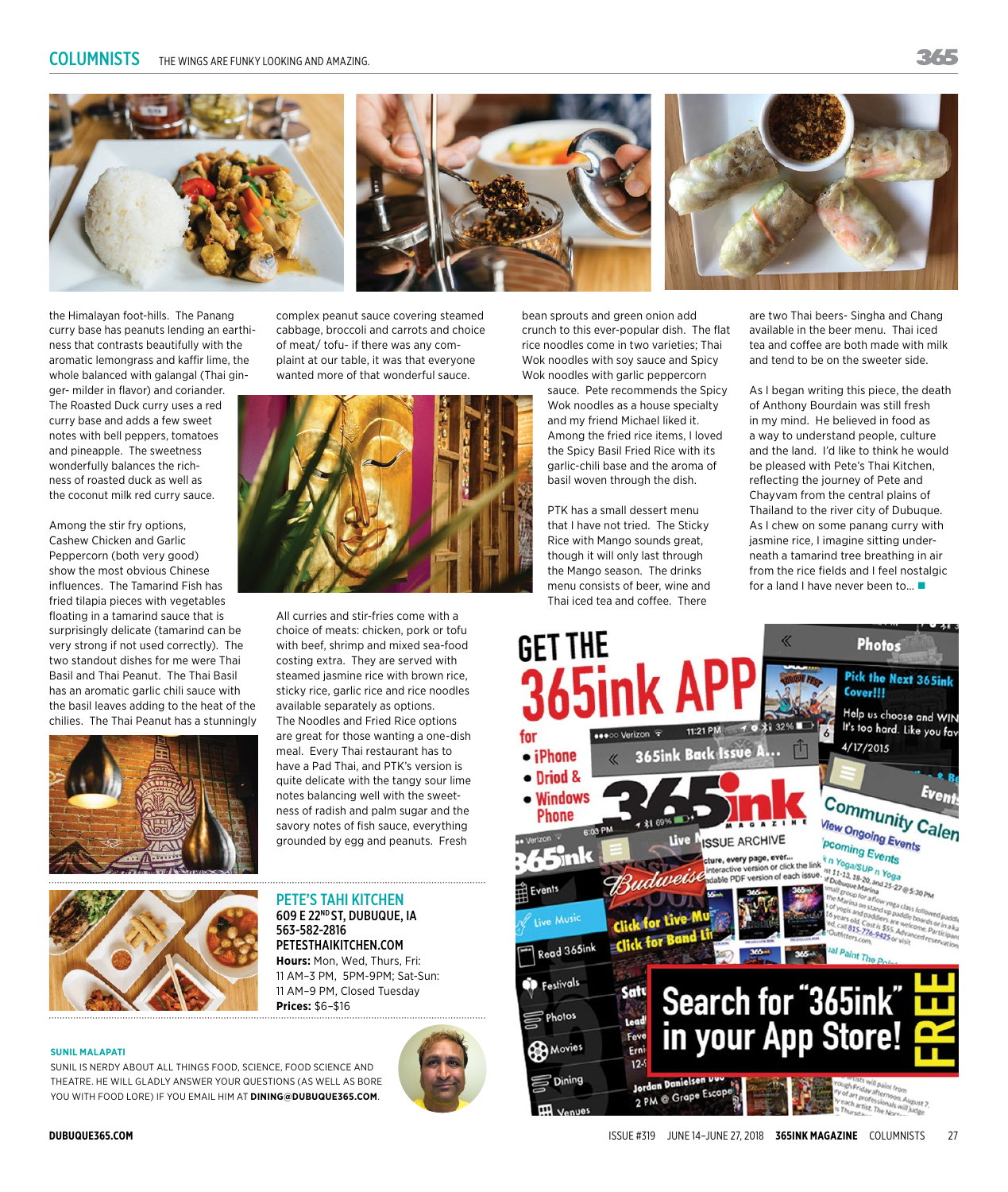the Himalayan foot-hills. The Panang curry base has peanuts lending an earthiness that contrasts beautifully with the aromatic lemongrass and kaffir lime, the whole balanced with galangal (Thai ginger- milder in flavor) and coriander. The Roasted Duck curry uses a red curry base and adds a few sweet notes with bell peppers, tomatoes and pineapple. The sweetness wonderfully balances the richness of roasted duck as well as the coconut milk red curry sauce.

Among the stir fry options, Cashew Chicken and Garlic Peppercorn (both very good) show the most obvious Chinese influences. The Tamarind Fish has fried tilapia pieces with vegetables floating in a tamarind sauce that is surprisingly delicate (tamarind can be very strong if not used correctly). The two standout dishes for me were Thai Basil and Thai Peanut. The Thai Basil has an aromatic garlic chili sauce with the basil leaves adding to the heat of the chilies. The Thai Peanut has a stunningly complex peanut sauce covering steamed cabbage, broccoli and carrots and choice of meat/ tofu- if there was any complaint at our table, it was that everyone wanted more of that wonderful sauce.

All curries and stir-fries come with a choice of meats: chicken, pork or tofu with beef, shrimp and mixed sea-food costing extra. They are served with steamed jasmine rice with brown rice, sticky rice, garlic rice and rice noodles available separately as options. The Noodles and Fried Rice options are great for those wanting a one-dish meal. Every Thai restaurant has to have a Pad Thai, and PTK's version is quite delicate with the tangy sour lime notes balancing well with the sweetness of radish and palm sugar and the savory notes of fish sauce, everything grounded by egg and peanuts. Fresh bean sprouts and green onion add crunch to this ever-popular dish. The flat rice noodles come in two varieties; Thai Wok noodles with soy sauce and Spicy Wok noodles with garlic peppercorn sauce. Pete recommends the Spicy Wok noodles as a house specialty and my friend Michael liked it. Among the fried rice items, I loved the Spicy Basil Fried Rice with its garlic-chili base and the aroma of basil woven through the dish.

PTK has a small dessert menu that I have not tried. The Sticky Rice with Mango sounds great, though it will only last through the Mango season. The drinks menu consists of beer, wine and Thai iced tea and coffee. There are two Thai beers- Singha and Chang available in the beer menu. Thai iced tea and coffee are both made with milk and tend to be on the sweeter side.

As I began writing this piece, the death of Anthony Bourdain was still fresh in my mind. He believed in food as a way to understand people, culture and the land. I'd like to think he would be pleased with Pete's Thai Kitchen, reflecting the journey of Pete and Chayvam from the central plains of Thailand to the river city of Dubuque. As I chew on some panang curry with jasmine rice, I imagine sitting underneath a tamarind tree breathing in air from the rice fields and I feel nostalgic for a land I have never been to... ■

## PETE'S TAHI KITCHEN

**609 E 22ND ST, DUBUQUE, IA**
**563-582-2816**
**PETESTHAIKITCHEN.COM**
**Hours:** Mon, Wed, Thurs, Fri: 11 AM–3 PM, 5PM-9PM; Sat-Sun: 11 AM–9 PM, Closed Tuesday
**Prices:** $6–$16

**SUNIL MALAPATI**

SUNIL IS NERDY ABOUT ALL THINGS FOOD, SCIENCE, FOOD SCIENCE AND THEATRE. HE WILL GLADLY ANSWER YOUR QUESTIONS (AS WELL AS BORE YOU WITH FOOD LORE) IF YOU EMAIL HIM AT **DINING@DUBUQUE365.COM**.

GET THE 365ink APP for
- iPhone
- Driod &
- Windows Phone

Search for "365ink" in your App Store! FREE